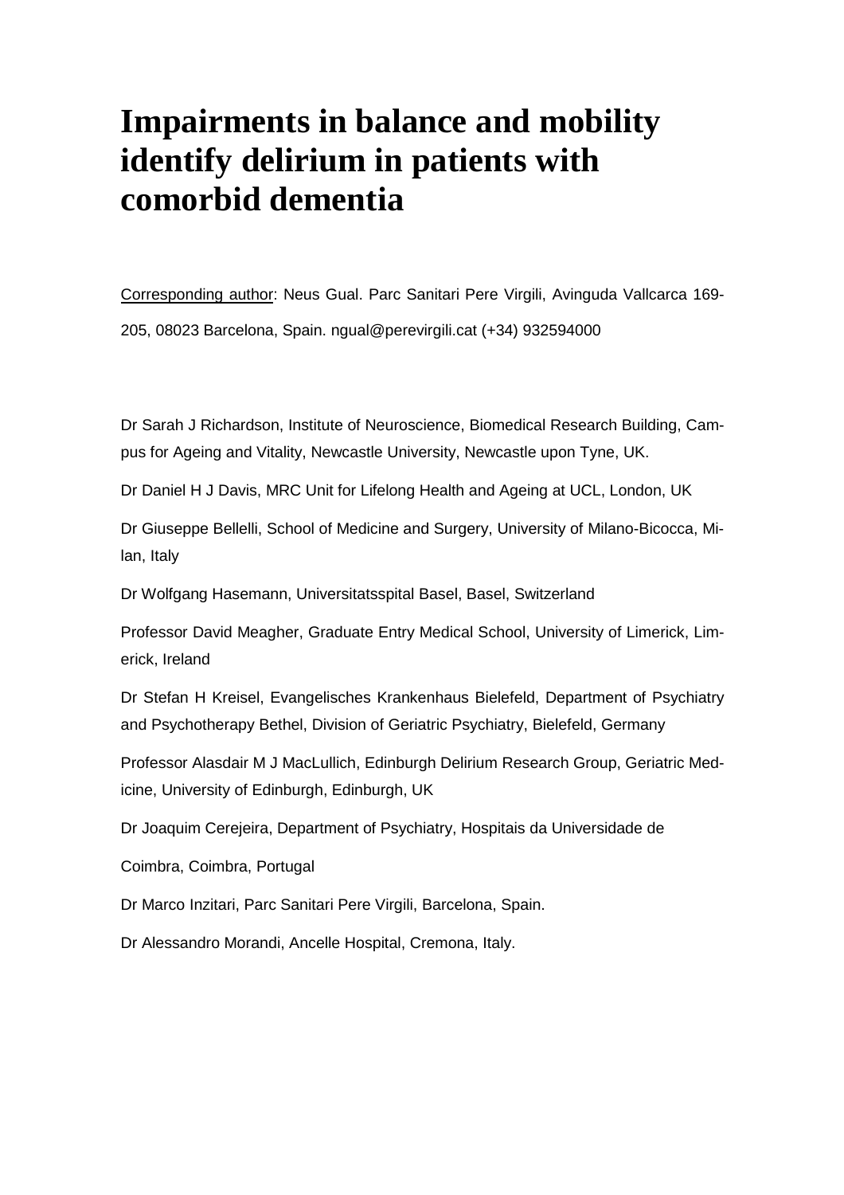# Impairments in balance and mobility identify delirium in patients with comorbid dementia

Corresponding author: Neus Gual. Parc Sanitari Pere Virgili, Avinguda Vallcarca 169-205, 08023 Barcelona, Spain. ngual@perevirgili.cat (+34) 932594000

Dr Sarah J Richardson, Institute of Neuroscience, Biomedical Research Building, Campus for Ageing and Vitality, Newcastle University, Newcastle upon Tyne, UK.

Dr Daniel H J Davis, MRC Unit for Lifelong Health and Ageing at UCL, London, UK

Dr Giuseppe Bellelli, School of Medicine and Surgery, University of Milano-Bicocca, Milan, Italy

Dr Wolfgang Hasemann, Universitatsspital Basel, Basel, Switzerland

Professor David Meagher, Graduate Entry Medical School, University of Limerick, Limerick, Ireland

Dr Stefan H Kreisel, Evangelisches Krankenhaus Bielefeld, Department of Psychiatry and Psychotherapy Bethel, Division of Geriatric Psychiatry, Bielefeld, Germany

Professor Alasdair M J MacLullich, Edinburgh Delirium Research Group, Geriatric Medicine, University of Edinburgh, Edinburgh, UK

Dr Joaquim Cerejeira, Department of Psychiatry, Hospitais da Universidade de Coimbra, Coimbra, Portugal

Dr Marco Inzitari, Parc Sanitari Pere Virgili, Barcelona, Spain.

Dr Alessandro Morandi, Ancelle Hospital, Cremona, Italy.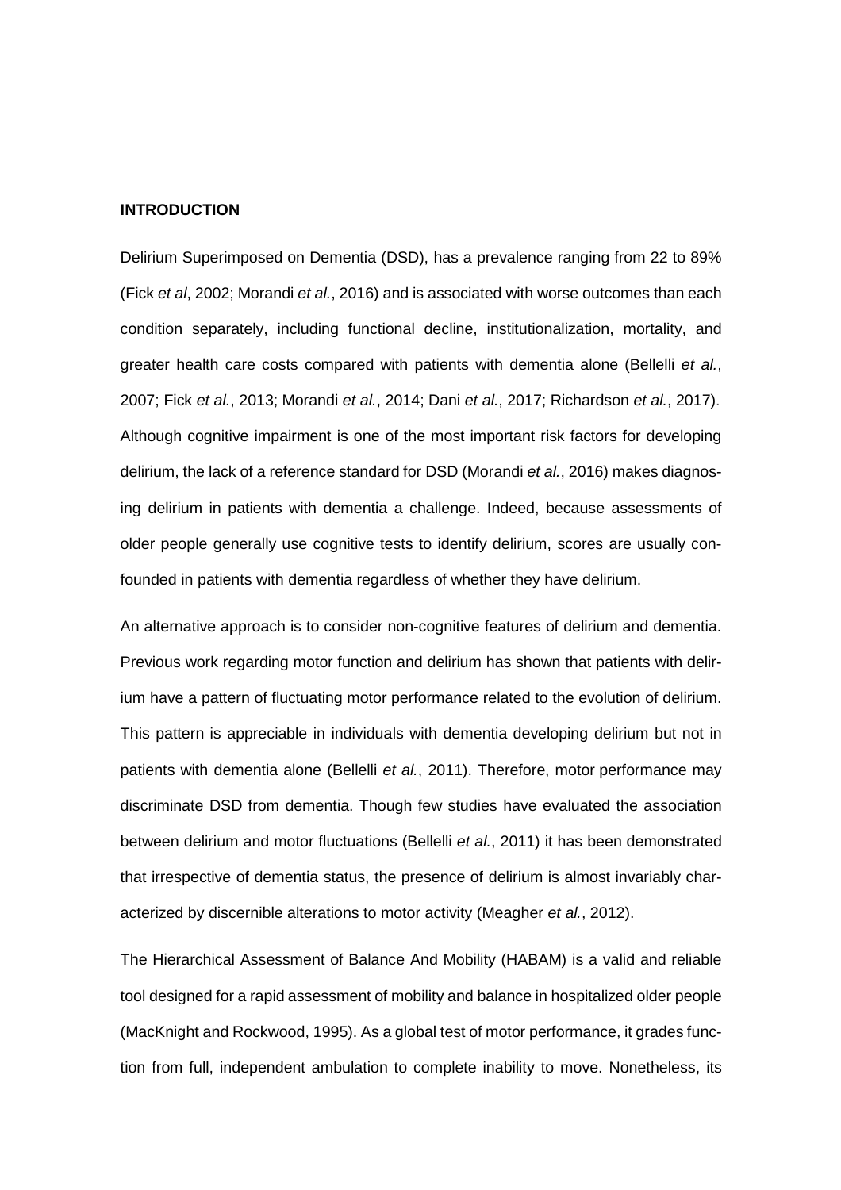## INTRODUCTION

Delirium Superimposed on Dementia (DSD), has a prevalence ranging from 22 to 89% (Fick *et al*, 2002; Morandi *et al.*, 2016) and is associated with worse outcomes than each condition separately, including functional decline, institutionalization, mortality, and greater health care costs compared with patients with dementia alone (Bellelli *et al.*, 2007; Fick *et al.*, 2013; Morandi *et al.*, 2014; Dani *et al.*, 2017; Richardson *et al.*, 2017). Although cognitive impairment is one of the most important risk factors for developing delirium, the lack of a reference standard for DSD (Morandi *et al.*, 2016) makes diagnosing delirium in patients with dementia a challenge. Indeed, because assessments of older people generally use cognitive tests to identify delirium, scores are usually confounded in patients with dementia regardless of whether they have delirium.

An alternative approach is to consider non-cognitive features of delirium and dementia. Previous work regarding motor function and delirium has shown that patients with delirium have a pattern of fluctuating motor performance related to the evolution of delirium. This pattern is appreciable in individuals with dementia developing delirium but not in patients with dementia alone (Bellelli *et al.*, 2011). Therefore, motor performance may discriminate DSD from dementia. Though few studies have evaluated the association between delirium and motor fluctuations (Bellelli *et al.*, 2011) it has been demonstrated that irrespective of dementia status, the presence of delirium is almost invariably characterized by discernible alterations to motor activity (Meagher *et al.*, 2012).

The Hierarchical Assessment of Balance And Mobility (HABAM) is a valid and reliable tool designed for a rapid assessment of mobility and balance in hospitalized older people (MacKnight and Rockwood, 1995). As a global test of motor performance, it grades function from full, independent ambulation to complete inability to move. Nonetheless, its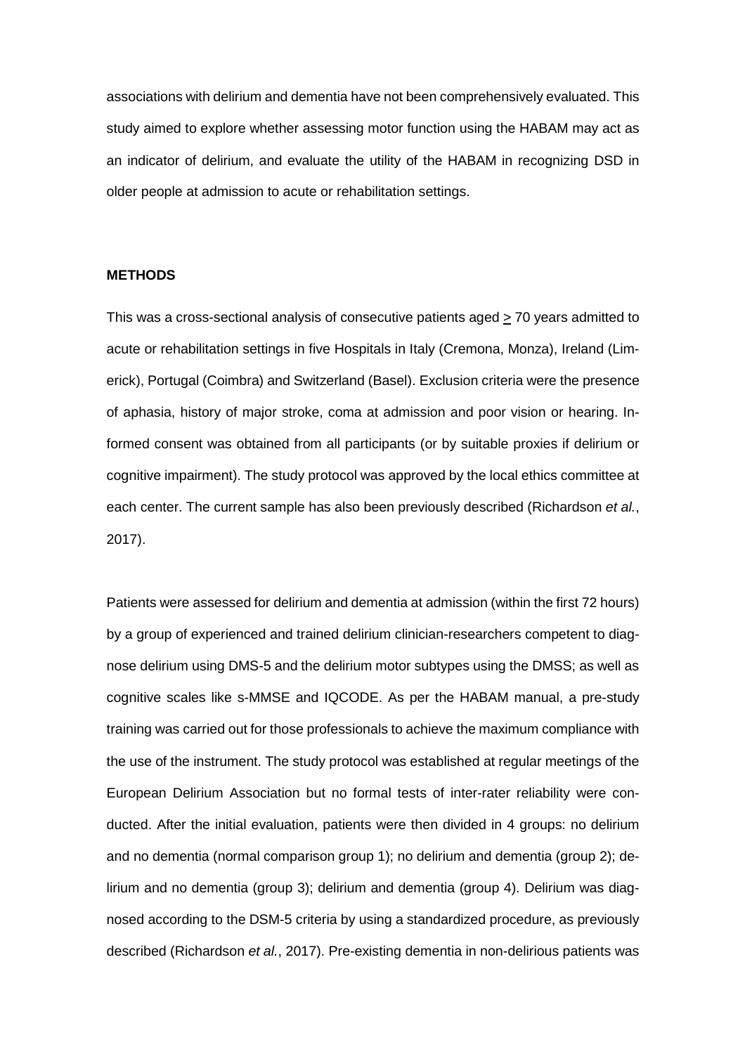associations with delirium and dementia have not been comprehensively evaluated. This study aimed to explore whether assessing motor function using the HABAM may act as an indicator of delirium, and evaluate the utility of the HABAM in recognizing DSD in older people at admission to acute or rehabilitation settings.

## METHODS

This was a cross-sectional analysis of consecutive patients aged $\geq$ 70 years admitted to acute or rehabilitation settings in five Hospitals in Italy (Cremona, Monza), Ireland (Limerick), Portugal (Coimbra) and Switzerland (Basel). Exclusion criteria were the presence of aphasia, history of major stroke, coma at admission and poor vision or hearing. Informed consent was obtained from all participants (or by suitable proxies if delirium or cognitive impairment). The study protocol was approved by the local ethics committee at each center. The current sample has also been previously described (Richardson *et al.*, 2017).

Patients were assessed for delirium and dementia at admission (within the first 72 hours) by a group of experienced and trained delirium clinician-researchers competent to diagnose delirium using DMS-5 and the delirium motor subtypes using the DMSS; as well as cognitive scales like s-MMSE and IQCODE. As per the HABAM manual, a pre-study training was carried out for those professionals to achieve the maximum compliance with the use of the instrument. The study protocol was established at regular meetings of the European Delirium Association but no formal tests of inter-rater reliability were conducted. After the initial evaluation, patients were then divided in 4 groups: no delirium and no dementia (normal comparison group 1); no delirium and dementia (group 2); delirium and no dementia (group 3); delirium and dementia (group 4). Delirium was diagnosed according to the DSM-5 criteria by using a standardized procedure, as previously described (Richardson *et al.*, 2017). Pre-existing dementia in non-delirious patients was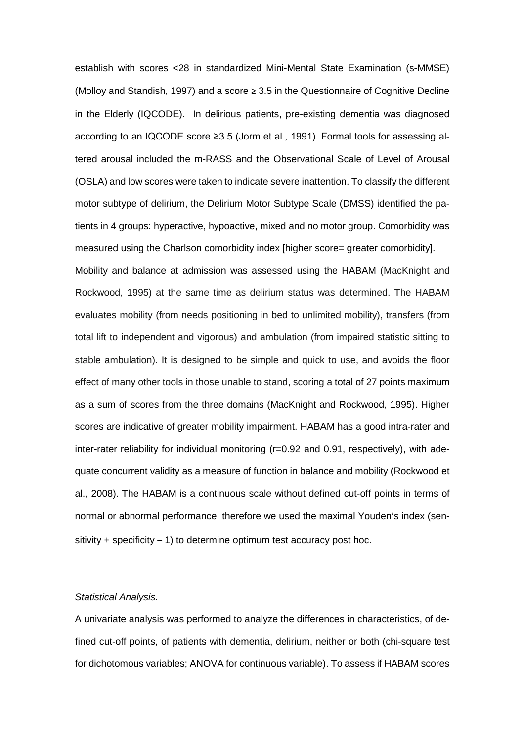establish with scores <28 in standardized Mini-Mental State Examination (s-MMSE) (Molloy and Standish, 1997) and a score ≥ 3.5 in the Questionnaire of Cognitive Decline in the Elderly (IQCODE). In delirious patients, pre-existing dementia was diagnosed according to an IQCODE score ≥3.5 (Jorm et al., 1991). Formal tools for assessing altered arousal included the m-RASS and the Observational Scale of Level of Arousal (OSLA) and low scores were taken to indicate severe inattention. To classify the different motor subtype of delirium, the Delirium Motor Subtype Scale (DMSS) identified the patients in 4 groups: hyperactive, hypoactive, mixed and no motor group. Comorbidity was measured using the Charlson comorbidity index [higher score= greater comorbidity].

Mobility and balance at admission was assessed using the HABAM (MacKnight and Rockwood, 1995) at the same time as delirium status was determined. The HABAM evaluates mobility (from needs positioning in bed to unlimited mobility), transfers (from total lift to independent and vigorous) and ambulation (from impaired statistic sitting to stable ambulation). It is designed to be simple and quick to use, and avoids the floor effect of many other tools in those unable to stand, scoring a total of 27 points maximum as a sum of scores from the three domains (MacKnight and Rockwood, 1995). Higher scores are indicative of greater mobility impairment. HABAM has a good intra-rater and inter-rater reliability for individual monitoring (r=0.92 and 0.91, respectively), with adequate concurrent validity as a measure of function in balance and mobility (Rockwood et al., 2008). The HABAM is a continuous scale without defined cut-off points in terms of normal or abnormal performance, therefore we used the maximal Youden's index (sensitivity + specificity – 1) to determine optimum test accuracy post hoc.

*Statistical Analysis.*

A univariate analysis was performed to analyze the differences in characteristics, of defined cut-off points, of patients with dementia, delirium, neither or both (chi-square test for dichotomous variables; ANOVA for continuous variable). To assess if HABAM scores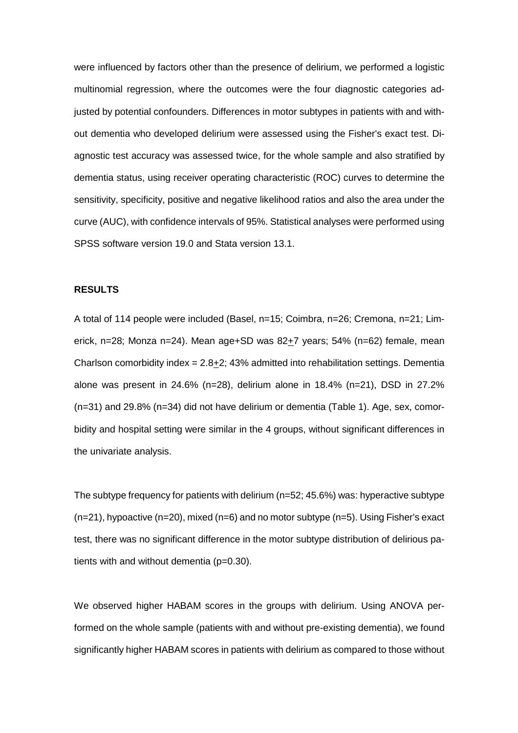were influenced by factors other than the presence of delirium, we performed a logistic multinomial regression, where the outcomes were the four diagnostic categories adjusted by potential confounders. Differences in motor subtypes in patients with and without dementia who developed delirium were assessed using the Fisher's exact test. Diagnostic test accuracy was assessed twice, for the whole sample and also stratified by dementia status, using receiver operating characteristic (ROC) curves to determine the sensitivity, specificity, positive and negative likelihood ratios and also the area under the curve (AUC), with confidence intervals of 95%. Statistical analyses were performed using SPSS software version 19.0 and Stata version 13.1.

## RESULTS

A total of 114 people were included (Basel, n=15; Coimbra, n=26; Cremona, n=21; Limerick, n=28; Monza n=24). Mean age+SD was 82+7 years; 54% (n=62) female, mean Charlson comorbidity index = 2.8+2; 43% admitted into rehabilitation settings. Dementia alone was present in 24.6% (n=28), delirium alone in 18.4% (n=21), DSD in 27.2% (n=31) and 29.8% (n=34) did not have delirium or dementia (Table 1). Age, sex, comorbidity and hospital setting were similar in the 4 groups, without significant differences in the univariate analysis.

The subtype frequency for patients with delirium (n=52; 45.6%) was: hyperactive subtype (n=21), hypoactive (n=20), mixed (n=6) and no motor subtype (n=5). Using Fisher's exact test, there was no significant difference in the motor subtype distribution of delirious patients with and without dementia (p=0.30).

We observed higher HABAM scores in the groups with delirium. Using ANOVA performed on the whole sample (patients with and without pre-existing dementia), we found significantly higher HABAM scores in patients with delirium as compared to those without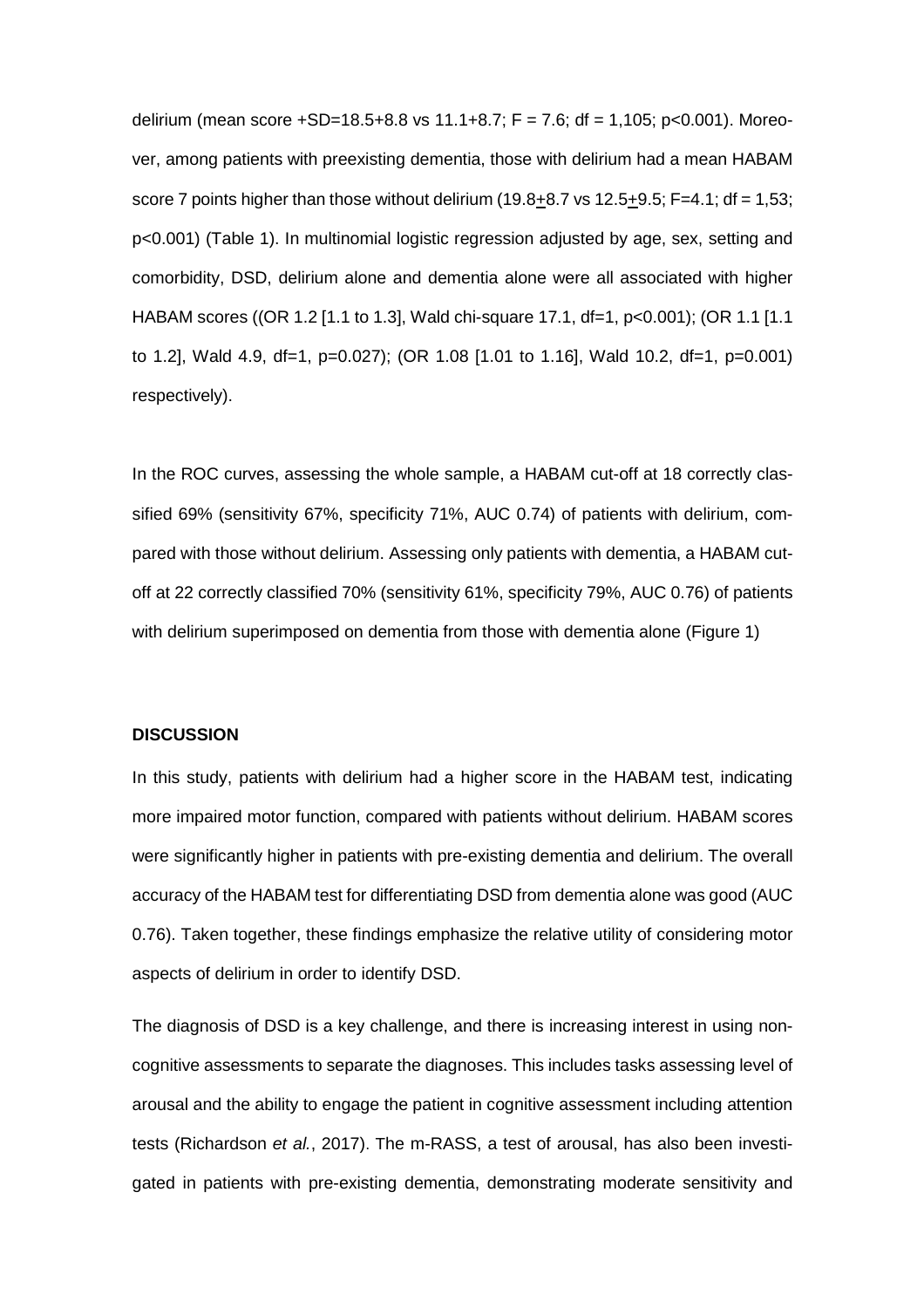delirium (mean score +SD=18.5+8.8 vs 11.1+8.7; $F = 7.6$; df = 1,105; $p<0.001$). Moreover, among patients with preexisting dementia, those with delirium had a mean HABAM score 7 points higher than those without delirium (19.8±8.7 vs 12.5±9.5; $F=4.1$; df = 1,53; $p<0.001$) (Table 1). In multinomial logistic regression adjusted by age, sex, setting and comorbidity, DSD, delirium alone and dementia alone were all associated with higher HABAM scores ((OR 1.2 [1.1 to 1.3], Wald chi-square 17.1, df=1, $p<0.001$); (OR 1.1 [1.1 to 1.2], Wald 4.9, df=1, $p=0.027$); (OR 1.08 [1.01 to 1.16], Wald 10.2, df=1, $p=0.001$) respectively).

In the ROC curves, assessing the whole sample, a HABAM cut-off at 18 correctly classified 69% (sensitivity 67%, specificity 71%, AUC 0.74) of patients with delirium, compared with those without delirium. Assessing only patients with dementia, a HABAM cut-off at 22 correctly classified 70% (sensitivity 61%, specificity 79%, AUC 0.76) of patients with delirium superimposed on dementia from those with dementia alone (Figure 1)

## DISCUSSION

In this study, patients with delirium had a higher score in the HABAM test, indicating more impaired motor function, compared with patients without delirium. HABAM scores were significantly higher in patients with pre-existing dementia and delirium. The overall accuracy of the HABAM test for differentiating DSD from dementia alone was good (AUC 0.76). Taken together, these findings emphasize the relative utility of considering motor aspects of delirium in order to identify DSD.

The diagnosis of DSD is a key challenge, and there is increasing interest in using non-cognitive assessments to separate the diagnoses. This includes tasks assessing level of arousal and the ability to engage the patient in cognitive assessment including attention tests (Richardson *et al.*, 2017). The m-RASS, a test of arousal, has also been investigated in patients with pre-existing dementia, demonstrating moderate sensitivity and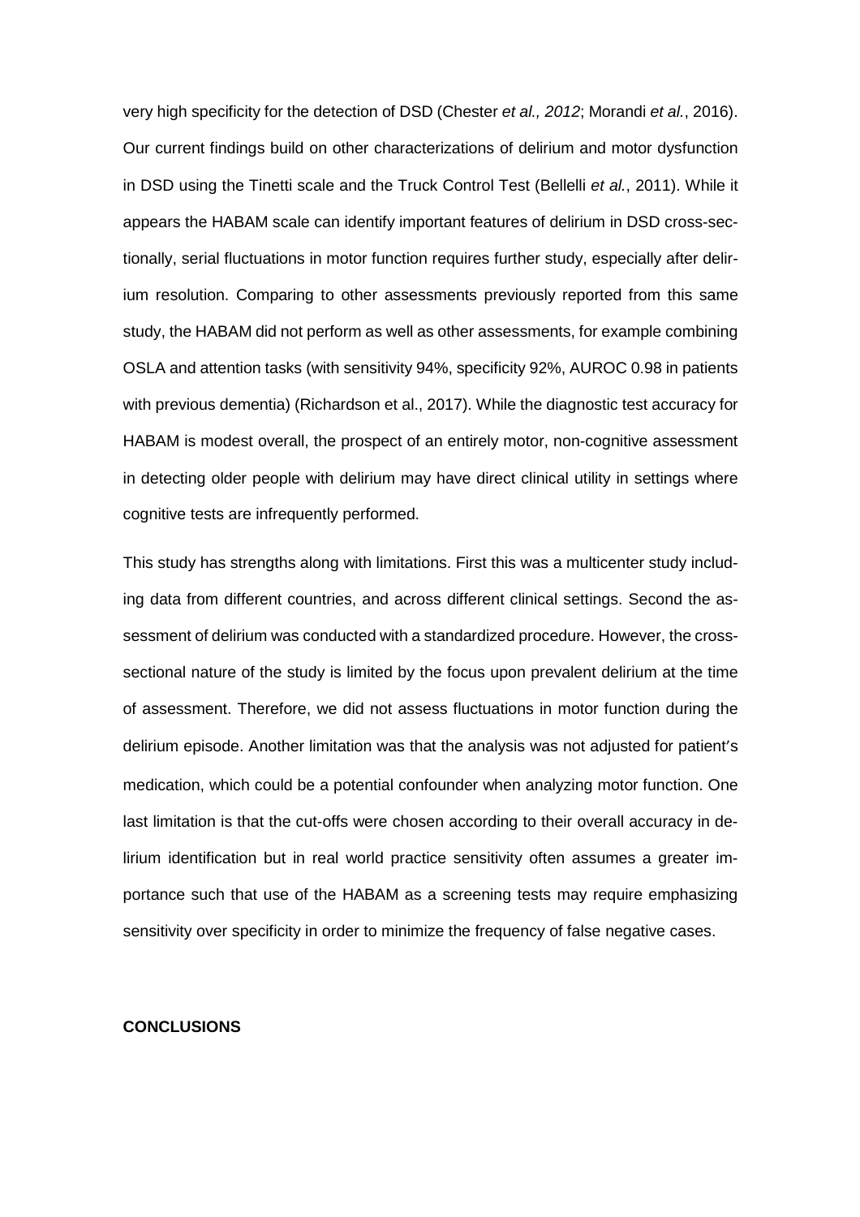very high specificity for the detection of DSD (Chester *et al., 2012*; Morandi *et al.*, 2016). Our current findings build on other characterizations of delirium and motor dysfunction in DSD using the Tinetti scale and the Truck Control Test (Bellelli *et al.*, 2011). While it appears the HABAM scale can identify important features of delirium in DSD cross-sectionally, serial fluctuations in motor function requires further study, especially after delirium resolution. Comparing to other assessments previously reported from this same study, the HABAM did not perform as well as other assessments, for example combining OSLA and attention tasks (with sensitivity 94%, specificity 92%, AUROC 0.98 in patients with previous dementia) (Richardson et al., 2017). While the diagnostic test accuracy for HABAM is modest overall, the prospect of an entirely motor, non-cognitive assessment in detecting older people with delirium may have direct clinical utility in settings where cognitive tests are infrequently performed.

This study has strengths along with limitations. First this was a multicenter study including data from different countries, and across different clinical settings. Second the assessment of delirium was conducted with a standardized procedure. However, the cross-sectional nature of the study is limited by the focus upon prevalent delirium at the time of assessment. Therefore, we did not assess fluctuations in motor function during the delirium episode. Another limitation was that the analysis was not adjusted for patient's medication, which could be a potential confounder when analyzing motor function. One last limitation is that the cut-offs were chosen according to their overall accuracy in delirium identification but in real world practice sensitivity often assumes a greater importance such that use of the HABAM as a screening tests may require emphasizing sensitivity over specificity in order to minimize the frequency of false negative cases.

**CONCLUSIONS**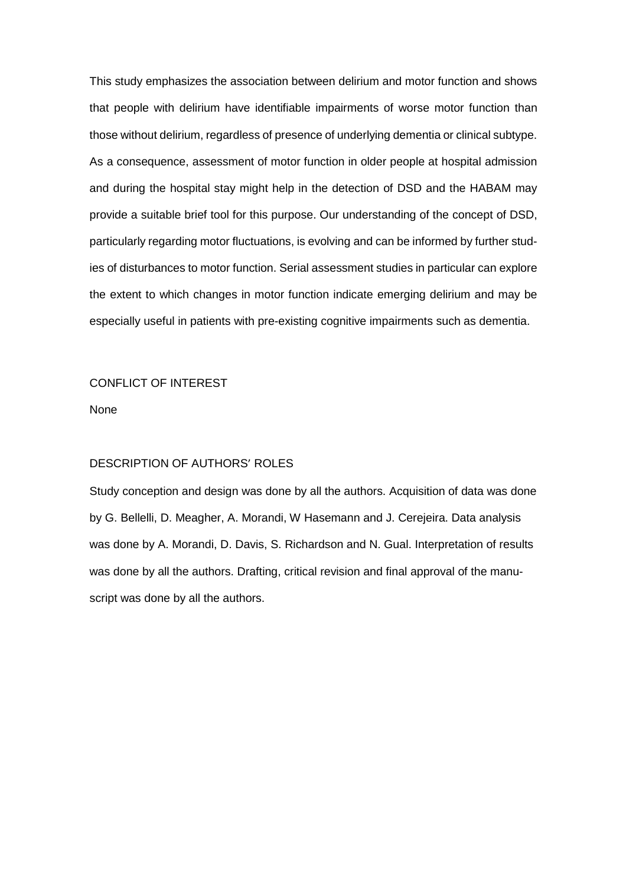This study emphasizes the association between delirium and motor function and shows that people with delirium have identifiable impairments of worse motor function than those without delirium, regardless of presence of underlying dementia or clinical subtype. As a consequence, assessment of motor function in older people at hospital admission and during the hospital stay might help in the detection of DSD and the HABAM may provide a suitable brief tool for this purpose. Our understanding of the concept of DSD, particularly regarding motor fluctuations, is evolving and can be informed by further studies of disturbances to motor function. Serial assessment studies in particular can explore the extent to which changes in motor function indicate emerging delirium and may be especially useful in patients with pre-existing cognitive impairments such as dementia.

## CONFLICT OF INTEREST

None

## DESCRIPTION OF AUTHORS′ ROLES

Study conception and design was done by all the authors. Acquisition of data was done by G. Bellelli, D. Meagher, A. Morandi, W Hasemann and J. Cerejeira. Data analysis was done by A. Morandi, D. Davis, S. Richardson and N. Gual. Interpretation of results was done by all the authors. Drafting, critical revision and final approval of the manuscript was done by all the authors.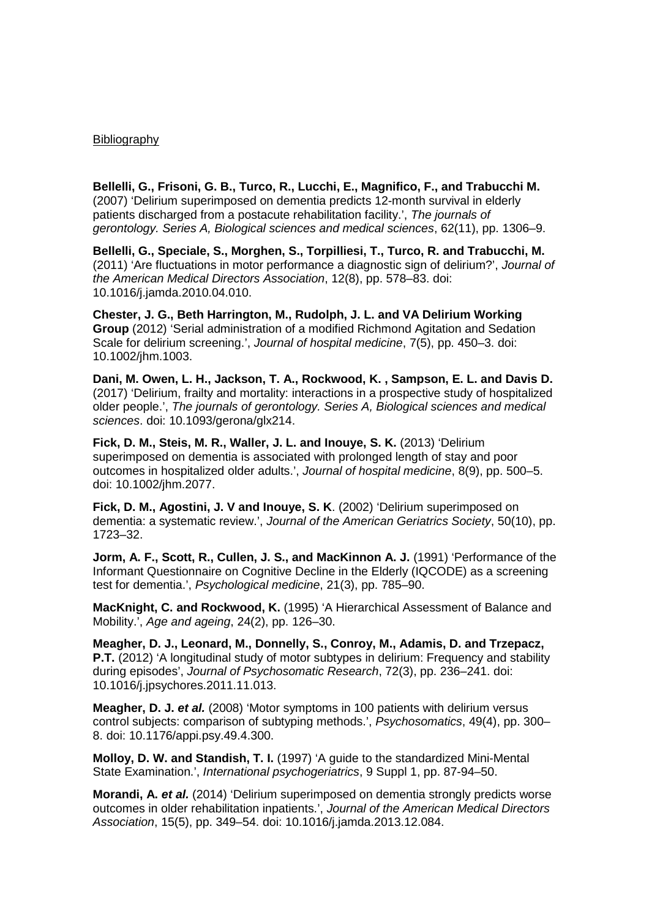<u>Bibliography</u>

**Bellelli, G., Frisoni, G. B., Turco, R., Lucchi, E., Magnifico, F., and Trabucchi M.** (2007) 'Delirium superimposed on dementia predicts 12-month survival in elderly patients discharged from a postacute rehabilitation facility.', *The journals of gerontology. Series A, Biological sciences and medical sciences*, 62(11), pp. 1306–9.

**Bellelli, G., Speciale, S., Morghen, S., Torpilliesi, T., Turco, R. and Trabucchi, M.** (2011) 'Are fluctuations in motor performance a diagnostic sign of delirium?', *Journal of the American Medical Directors Association*, 12(8), pp. 578–83. doi: 10.1016/j.jamda.2010.04.010.

**Chester, J. G., Beth Harrington, M., Rudolph, J. L. and VA Delirium Working Group** (2012) 'Serial administration of a modified Richmond Agitation and Sedation Scale for delirium screening.', *Journal of hospital medicine*, 7(5), pp. 450–3. doi: 10.1002/jhm.1003.

**Dani, M. Owen, L. H., Jackson, T. A., Rockwood, K. , Sampson, E. L. and Davis D.** (2017) 'Delirium, frailty and mortality: interactions in a prospective study of hospitalized older people.', *The journals of gerontology. Series A, Biological sciences and medical sciences*. doi: 10.1093/gerona/glx214.

**Fick, D. M., Steis, M. R., Waller, J. L. and Inouye, S. K.** (2013) 'Delirium superimposed on dementia is associated with prolonged length of stay and poor outcomes in hospitalized older adults.', *Journal of hospital medicine*, 8(9), pp. 500–5. doi: 10.1002/jhm.2077.

**Fick, D. M., Agostini, J. V and Inouye, S. K**. (2002) 'Delirium superimposed on dementia: a systematic review.', *Journal of the American Geriatrics Society*, 50(10), pp. 1723–32.

**Jorm, A. F., Scott, R., Cullen, J. S., and MacKinnon A. J.** (1991) 'Performance of the Informant Questionnaire on Cognitive Decline in the Elderly (IQCODE) as a screening test for dementia.', *Psychological medicine*, 21(3), pp. 785–90.

**MacKnight, C. and Rockwood, K.** (1995) 'A Hierarchical Assessment of Balance and Mobility.', *Age and ageing*, 24(2), pp. 126–30.

**Meagher, D. J., Leonard, M., Donnelly, S., Conroy, M., Adamis, D. and Trzepacz, P.T.** (2012) 'A longitudinal study of motor subtypes in delirium: Frequency and stability during episodes', *Journal of Psychosomatic Research*, 72(3), pp. 236–241. doi: 10.1016/j.jpsychores.2011.11.013.

**Meagher, D. J. *et al.*** (2008) 'Motor symptoms in 100 patients with delirium versus control subjects: comparison of subtyping methods.', *Psychosomatics*, 49(4), pp. 300–8. doi: 10.1176/appi.psy.49.4.300.

**Molloy, D. W. and Standish, T. I.** (1997) 'A guide to the standardized Mini-Mental State Examination.', *International psychogeriatrics*, 9 Suppl 1, pp. 87-94–50.

**Morandi, A. *et al.*** (2014) 'Delirium superimposed on dementia strongly predicts worse outcomes in older rehabilitation inpatients.', *Journal of the American Medical Directors Association*, 15(5), pp. 349–54. doi: 10.1016/j.jamda.2013.12.084.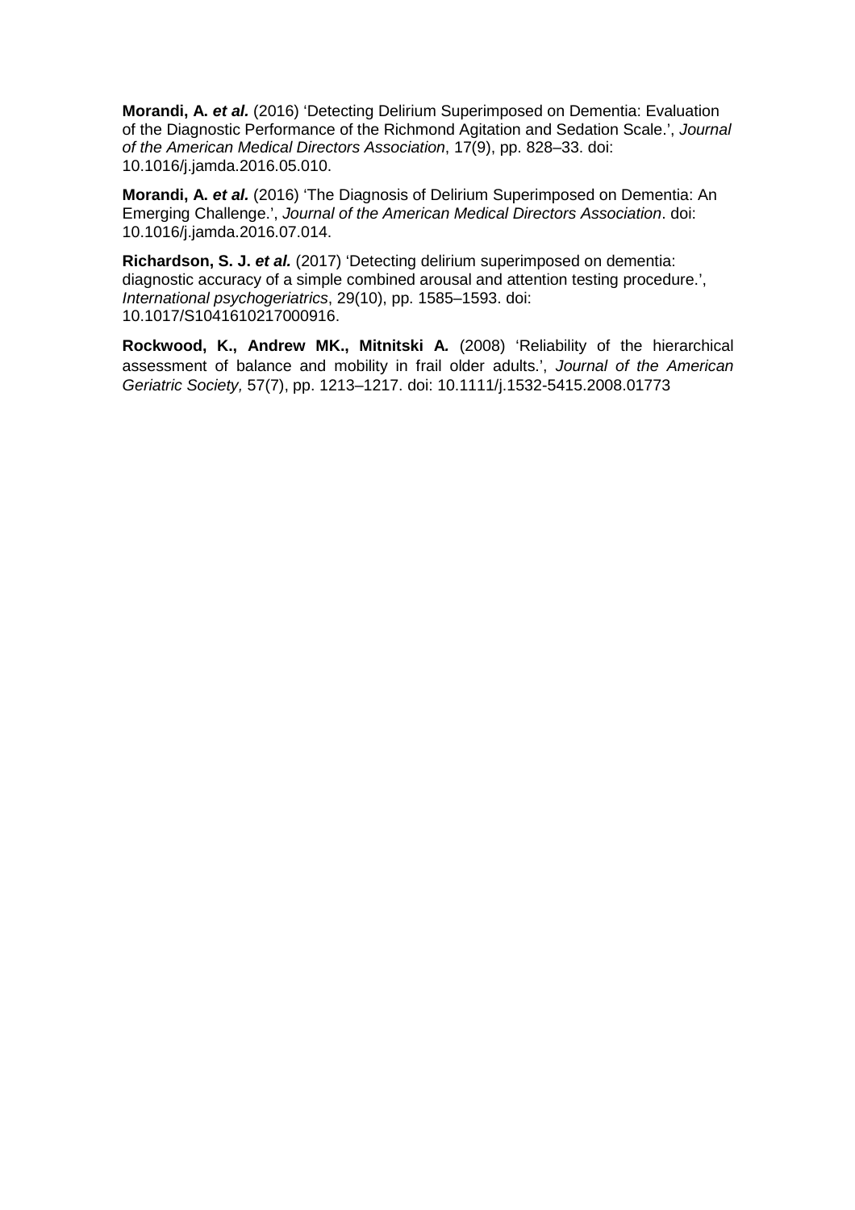**Morandi, A. *et al.*** (2016) 'Detecting Delirium Superimposed on Dementia: Evaluation of the Diagnostic Performance of the Richmond Agitation and Sedation Scale.', *Journal of the American Medical Directors Association*, 17(9), pp. 828–33. doi: 10.1016/j.jamda.2016.05.010.

**Morandi, A. *et al.*** (2016) 'The Diagnosis of Delirium Superimposed on Dementia: An Emerging Challenge.', *Journal of the American Medical Directors Association*. doi: 10.1016/j.jamda.2016.07.014.

**Richardson, S. J. *et al.*** (2017) 'Detecting delirium superimposed on dementia: diagnostic accuracy of a simple combined arousal and attention testing procedure.', *International psychogeriatrics*, 29(10), pp. 1585–1593. doi: 10.1017/S1041610217000916.

**Rockwood, K., Andrew MK., Mitnitski A.** (2008) 'Reliability of the hierarchical assessment of balance and mobility in frail older adults.', *Journal of the American Geriatric Society,* 57(7), pp. 1213–1217. doi: 10.1111/j.1532-5415.2008.01773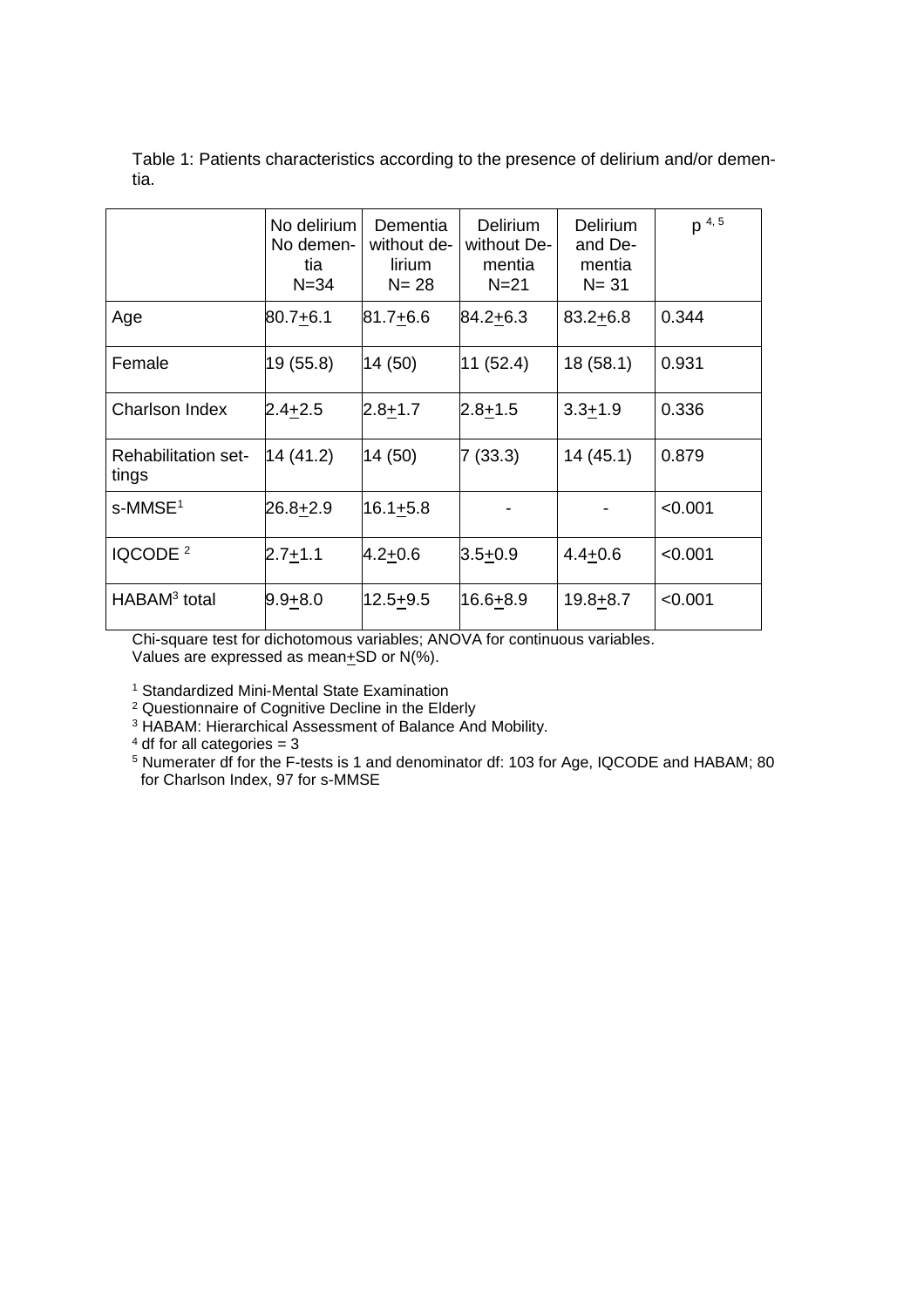Table 1: Patients characteristics according to the presence of delirium and/or dementia.

| | No delirium No dementia N=34 | Dementia without delirium N= 28 | Delirium without Dementia N=21 | Delirium and Dementia N= 31 | p [4, 5] |
|---|---|---|---|---|---|
| Age | 80.7±6.1 | 81.7±6.6 | 84.2±6.3 | 83.2±6.8 | 0.344 |
| Female | 19 (55.8) | 14 (50) | 11 (52.4) | 18 (58.1) | 0.931 |
| Charlson Index | 2.4±2.5 | 2.8±1.7 | 2.8±1.5 | 3.3±1.9 | 0.336 |
| Rehabilitation settings | 14 (41.2) | 14 (50) | 7 (33.3) | 14 (45.1) | 0.879 |
| s-MMSE[1] | 26.8±2.9 | 16.1±5.8 | - | - | <0.001 |
| IQCODE [2] | 2.7±1.1 | 4.2±0.6 | 3.5±0.9 | 4.4±0.6 | <0.001 |
| HABAM[3] total | 9.9±8.0 | 12.5±9.5 | 16.6±8.9 | 19.8±8.7 | <0.001 |

Chi-square test for dichotomous variables; ANOVA for continuous variables.
Values are expressed as mean±SD or N(%).

[1] Standardized Mini-Mental State Examination
[2] Questionnaire of Cognitive Decline in the Elderly
[3] HABAM: Hierarchical Assessment of Balance And Mobility.
[4] df for all categories = 3
[5] Numerater df for the F-tests is 1 and denominator df: 103 for Age, IQCODE and HABAM; 80 for Charlson Index, 97 for s-MMSE